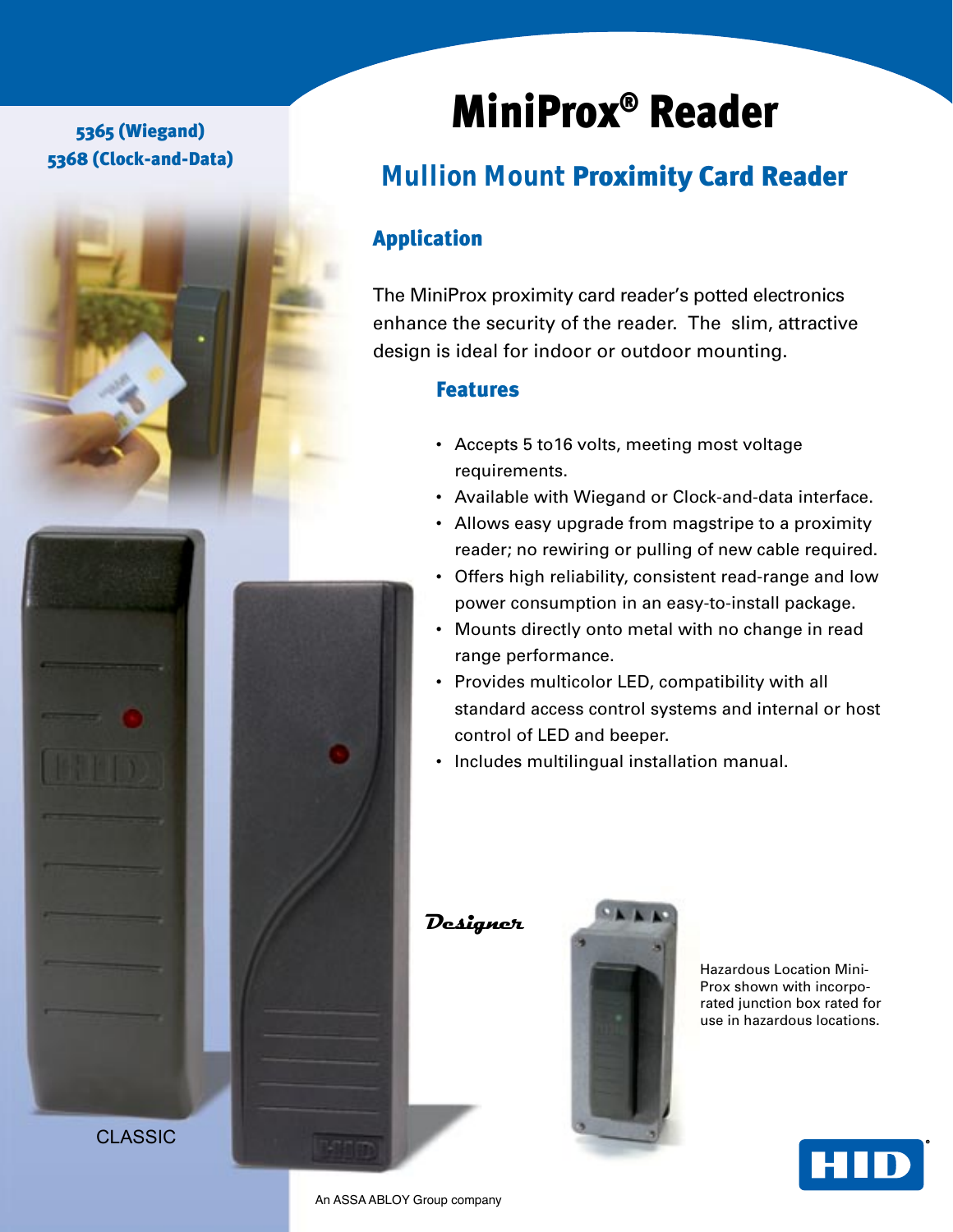5365 (Wiegand)
5368 (Clock-and-Data)

# MiniProx® Reader

## Mullion Mount Proximity Card Reader

### Application

The MiniProx proximity card reader's potted electronics enhance the security of the reader. The slim, attractive design is ideal for indoor or outdoor mounting.

### Features

- Accepts 5 to16 volts, meeting most voltage requirements.
- Available with Wiegand or Clock-and-data interface.
- Allows easy upgrade from magstripe to a proximity reader; no rewiring or pulling of new cable required.
- Offers high reliability, consistent read-range and low power consumption in an easy-to-install package.
- Mounts directly onto metal with no change in read range performance.
- Provides multicolor LED, compatibility with all standard access control systems and internal or host control of LED and beeper.
- Includes multilingual installation manual.

CLASSIC

*Designer*

Hazardous Location MiniProx shown with incorporated junction box rated for use in hazardous locations.

HID®

An ASSA ABLOY Group company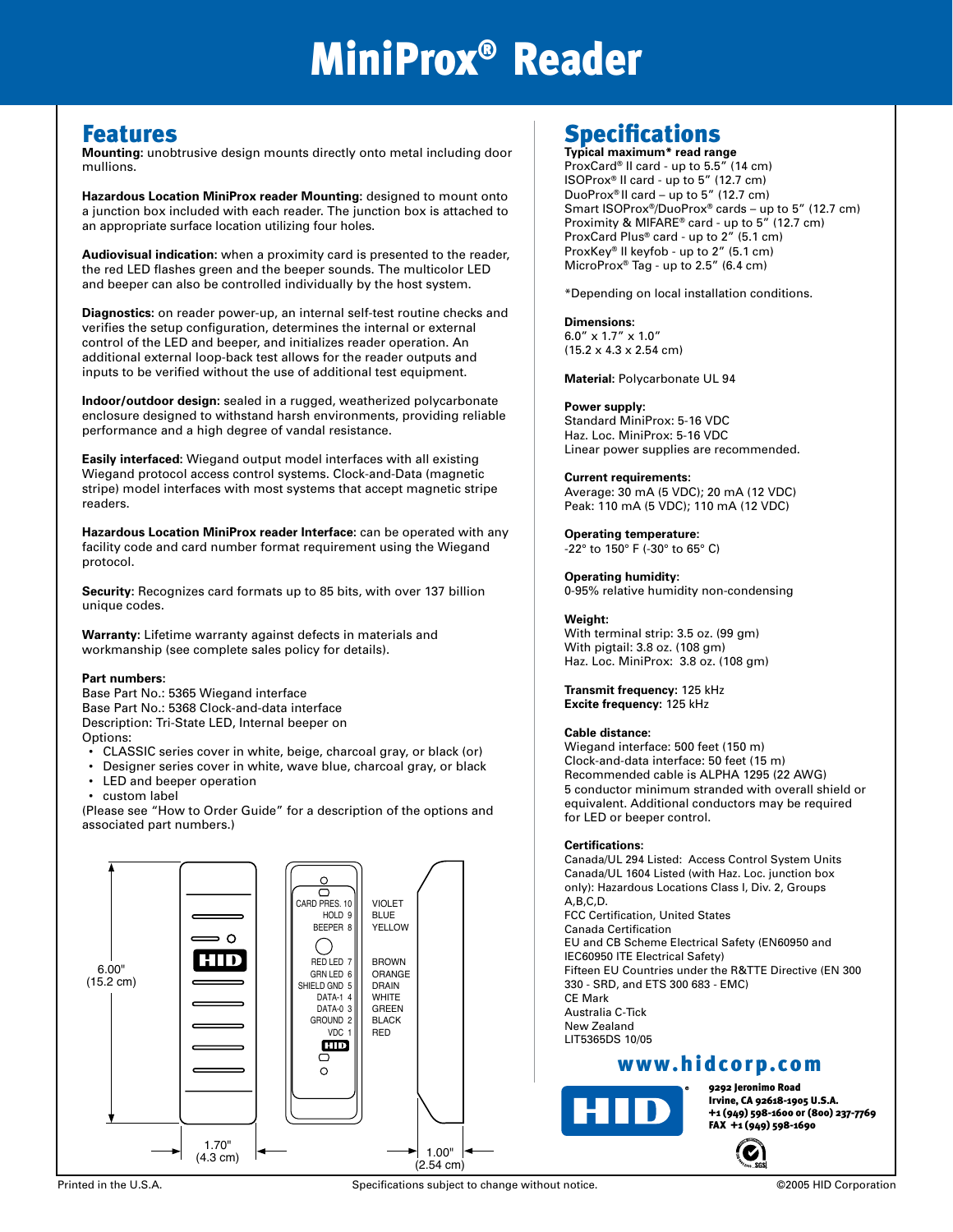# MiniProx® Reader

## Features

**Mounting:** unobtrusive design mounts directly onto metal including door mullions.

**Hazardous Location MiniProx reader Mounting:** designed to mount onto a junction box included with each reader. The junction box is attached to an appropriate surface location utilizing four holes.

**Audiovisual indication:** when a proximity card is presented to the reader, the red LED flashes green and the beeper sounds. The multicolor LED and beeper can also be controlled individually by the host system.

**Diagnostics:** on reader power-up, an internal self-test routine checks and verifies the setup configuration, determines the internal or external control of the LED and beeper, and initializes reader operation. An additional external loop-back test allows for the reader outputs and inputs to be verified without the use of additional test equipment.

**Indoor/outdoor design:** sealed in a rugged, weatherized polycarbonate enclosure designed to withstand harsh environments, providing reliable performance and a high degree of vandal resistance.

**Easily interfaced:** Wiegand output model interfaces with all existing Wiegand protocol access control systems. Clock-and-Data (magnetic stripe) model interfaces with most systems that accept magnetic stripe readers.

**Hazardous Location MiniProx reader Interface:** can be operated with any facility code and card number format requirement using the Wiegand protocol.

**Security:** Recognizes card formats up to 85 bits, with over 137 billion unique codes.

**Warranty:** Lifetime warranty against defects in materials and workmanship (see complete sales policy for details).

**Part numbers:**
Base Part No.: 5365 Wiegand interface
Base Part No.: 5368 Clock-and-data interface
Description: Tri-State LED, Internal beeper on
Options:

- CLASSIC series cover in white, beige, charcoal gray, or black (or)
- Designer series cover in white, wave blue, charcoal gray, or black
- LED and beeper operation
- custom label

(Please see "How to Order Guide" for a description of the options and associated part numbers.)

6.00"
(15.2 cm)

1.70"
(4.3 cm)

1.00"
(2.54 cm)

CARD PRES. 10 VIOLET
HOLD 9 BLUE
BEEPER 8 YELLOW
RED LED 7 BROWN
GRN LED 6 ORANGE
SHIELD GND 5 DRAIN
DATA-1 4 WHITE
DATA-0 3 GREEN
GROUND 2 BLACK
VDC 1 RED

HID

## Specifications

**Typical maximum* read range**
ProxCard® II card - up to 5.5" (14 cm)
ISOProx® II card - up to 5" (12.7 cm)
DuoProx® II card – up to 5" (12.7 cm)
Smart ISOProx®/DuoProx® cards – up to 5" (12.7 cm)
Proximity & MIFARE® card - up to 5" (12.7 cm)
ProxCard Plus® card - up to 2" (5.1 cm)
ProxKey® II keyfob - up to 2" (5.1 cm)
MicroProx® Tag - up to 2.5" (6.4 cm)

*Depending on local installation conditions.

**Dimensions:**
6.0" x 1.7" x 1.0"
(15.2 x 4.3 x 2.54 cm)

**Material:** Polycarbonate UL 94

**Power supply:**
Standard MiniProx: 5-16 VDC
Haz. Loc. MiniProx: 5-16 VDC
Linear power supplies are recommended.

**Current requirements:**
Average: 30 mA (5 VDC); 20 mA (12 VDC)
Peak: 110 mA (5 VDC); 110 mA (12 VDC)

**Operating temperature:**
-22° to 150° F (-30° to 65° C)

**Operating humidity:**
0-95% relative humidity non-condensing

**Weight:**
With terminal strip: 3.5 oz. (99 gm)
With pigtail: 3.8 oz. (108 gm)
Haz. Loc. MiniProx: 3.8 oz. (108 gm)

**Transmit frequency:** 125 kHz
**Excite frequency:** 125 kHz

**Cable distance:**
Wiegand interface: 500 feet (150 m)
Clock-and-data interface: 50 feet (15 m)
Recommended cable is ALPHA 1295 (22 AWG)
5 conductor minimum stranded with overall shield or equivalent. Additional conductors may be required for LED or beeper control.

**Certifications:**
Canada/UL 294 Listed: Access Control System Units
Canada/UL 1604 Listed (with Haz. Loc. junction box only): Hazardous Locations Class I, Div. 2, Groups A,B,C,D.
FCC Certification, United States
Canada Certification
EU and CB Scheme Electrical Safety (EN60950 and IEC60950 ITE Electrical Safety)
Fifteen EU Countries under the R&TTE Directive (EN 300 330 - SRD, and ETS 300 683 - EMC)
CE Mark
Australia C-Tick
New Zealand
LIT5365DS 10/05

**www.hidcorp.com**

HID®

9292 Jeronimo Road
Irvine, CA 92618-1905 U.S.A.
+1 (949) 598-1600 or (800) 237-7769
FAX +1 (949) 598-1690

Printed in the U.S.A. Specifications subject to change without notice. ©2005 HID Corporation